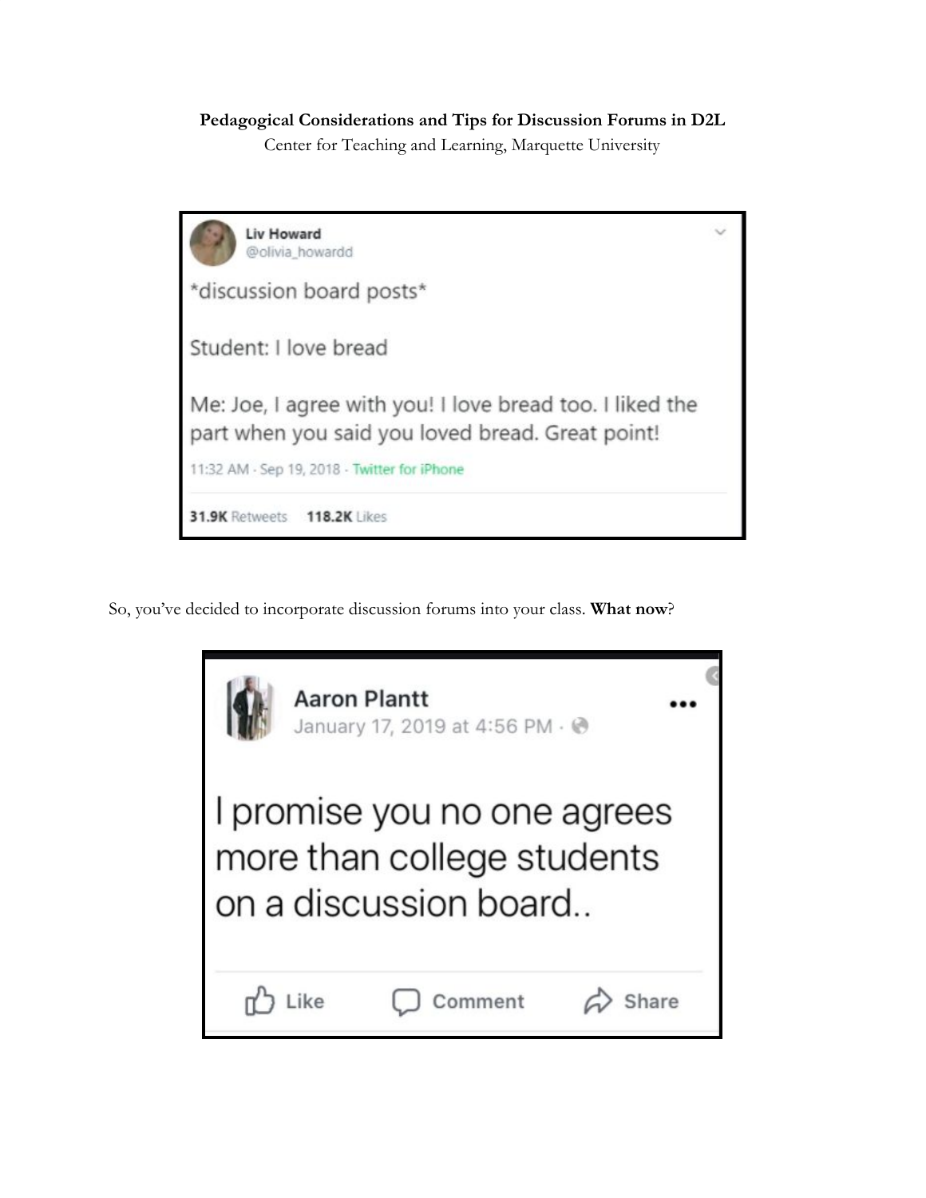**Pedagogical Considerations and Tips for Discussion Forums in D2L**

Center for Teaching and Learning, Marquette University

> **Liv Howard**
> @olivia_howardd
>
> *discussion board posts*
>
> Student: I love bread
>
> Me: Joe, I agree with you! I love bread too. I liked the part when you said you loved bread. Great point!
>
> 11:32 AM · Sep 19, 2018 · Twitter for iPhone
>
> **31.9K** Retweets **118.2K** Likes

So, you've decided to incorporate discussion forums into your class. **What now**?

> **Aaron Plantt**
> January 17, 2019 at 4:56 PM
>
> I promise you no one agrees more than college students on a discussion board..
>
> Like Comment Share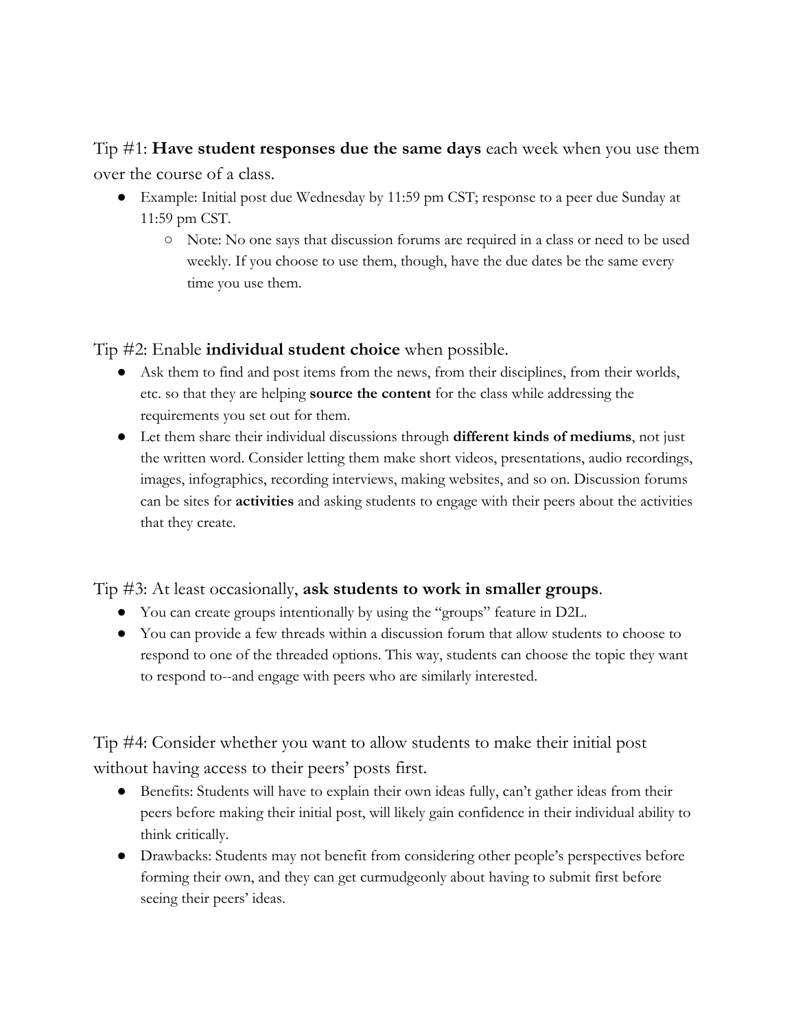Tip #1: **Have student responses due the same days** each week when you use them over the course of a class.

- Example: Initial post due Wednesday by 11:59 pm CST; response to a peer due Sunday at 11:59 pm CST.
    - Note: No one says that discussion forums are required in a class or need to be used weekly. If you choose to use them, though, have the due dates be the same every time you use them.

Tip #2: Enable **individual student choice** when possible.

- Ask them to find and post items from the news, from their disciplines, from their worlds, etc. so that they are helping **source the content** for the class while addressing the requirements you set out for them.
- Let them share their individual discussions through **different kinds of mediums**, not just the written word. Consider letting them make short videos, presentations, audio recordings, images, infographics, recording interviews, making websites, and so on. Discussion forums can be sites for **activities** and asking students to engage with their peers about the activities that they create.

Tip #3: At least occasionally, **ask students to work in smaller groups**.

- You can create groups intentionally by using the "groups" feature in D2L.
- You can provide a few threads within a discussion forum that allow students to choose to respond to one of the threaded options. This way, students can choose the topic they want to respond to--and engage with peers who are similarly interested.

Tip #4: Consider whether you want to allow students to make their initial post without having access to their peers' posts first.

- Benefits: Students will have to explain their own ideas fully, can't gather ideas from their peers before making their initial post, will likely gain confidence in their individual ability to think critically.
- Drawbacks: Students may not benefit from considering other people's perspectives before forming their own, and they can get curmudgeonly about having to submit first before seeing their peers' ideas.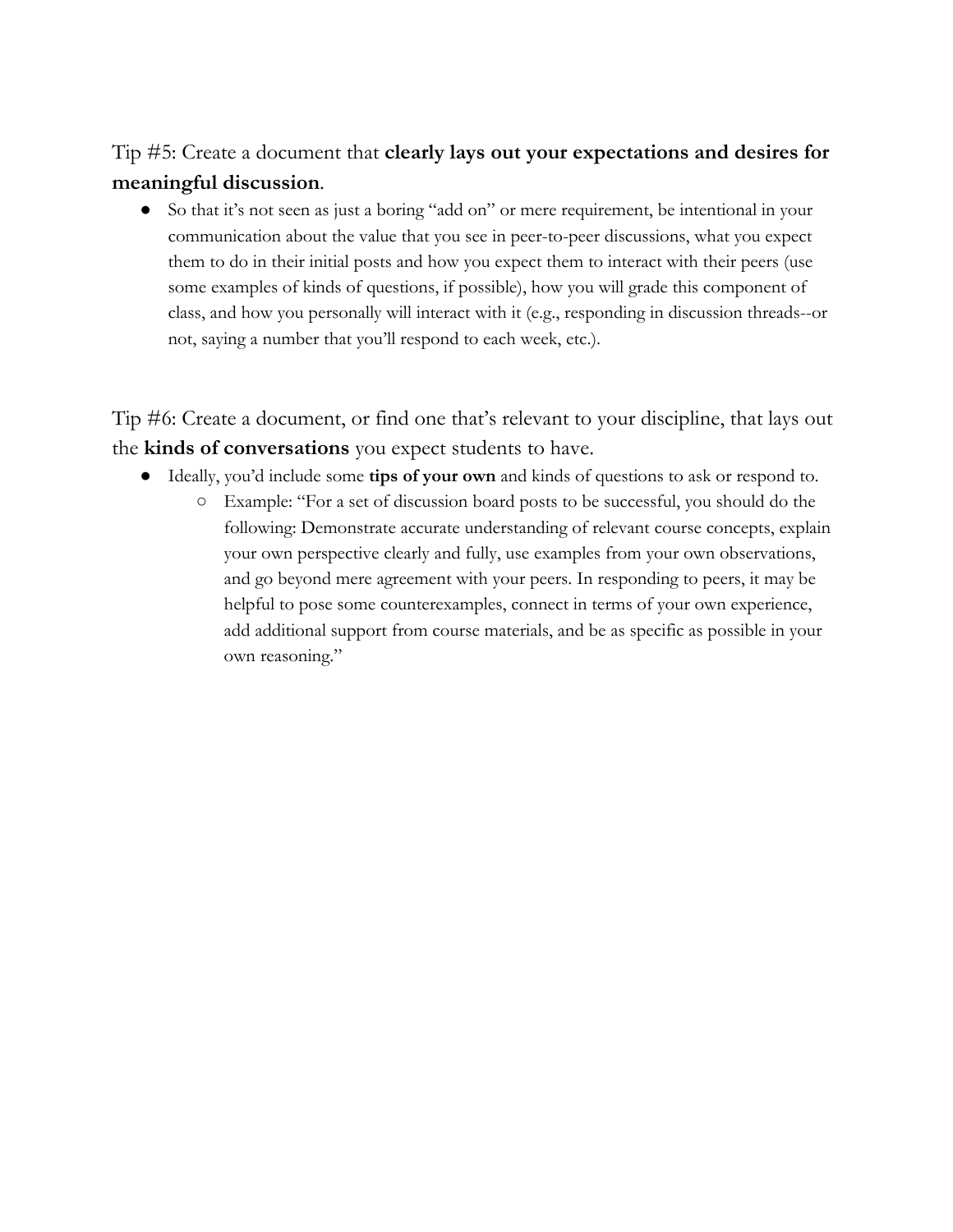Tip #5: Create a document that **clearly lays out your expectations and desires for meaningful discussion**.

- So that it's not seen as just a boring "add on" or mere requirement, be intentional in your communication about the value that you see in peer-to-peer discussions, what you expect them to do in their initial posts and how you expect them to interact with their peers (use some examples of kinds of questions, if possible), how you will grade this component of class, and how you personally will interact with it (e.g., responding in discussion threads--or not, saying a number that you'll respond to each week, etc.).

Tip #6: Create a document, or find one that's relevant to your discipline, that lays out the **kinds of conversations** you expect students to have.

- Ideally, you'd include some **tips of your own** and kinds of questions to ask or respond to.
  - Example: "For a set of discussion board posts to be successful, you should do the following: Demonstrate accurate understanding of relevant course concepts, explain your own perspective clearly and fully, use examples from your own observations, and go beyond mere agreement with your peers. In responding to peers, it may be helpful to pose some counterexamples, connect in terms of your own experience, add additional support from course materials, and be as specific as possible in your own reasoning."